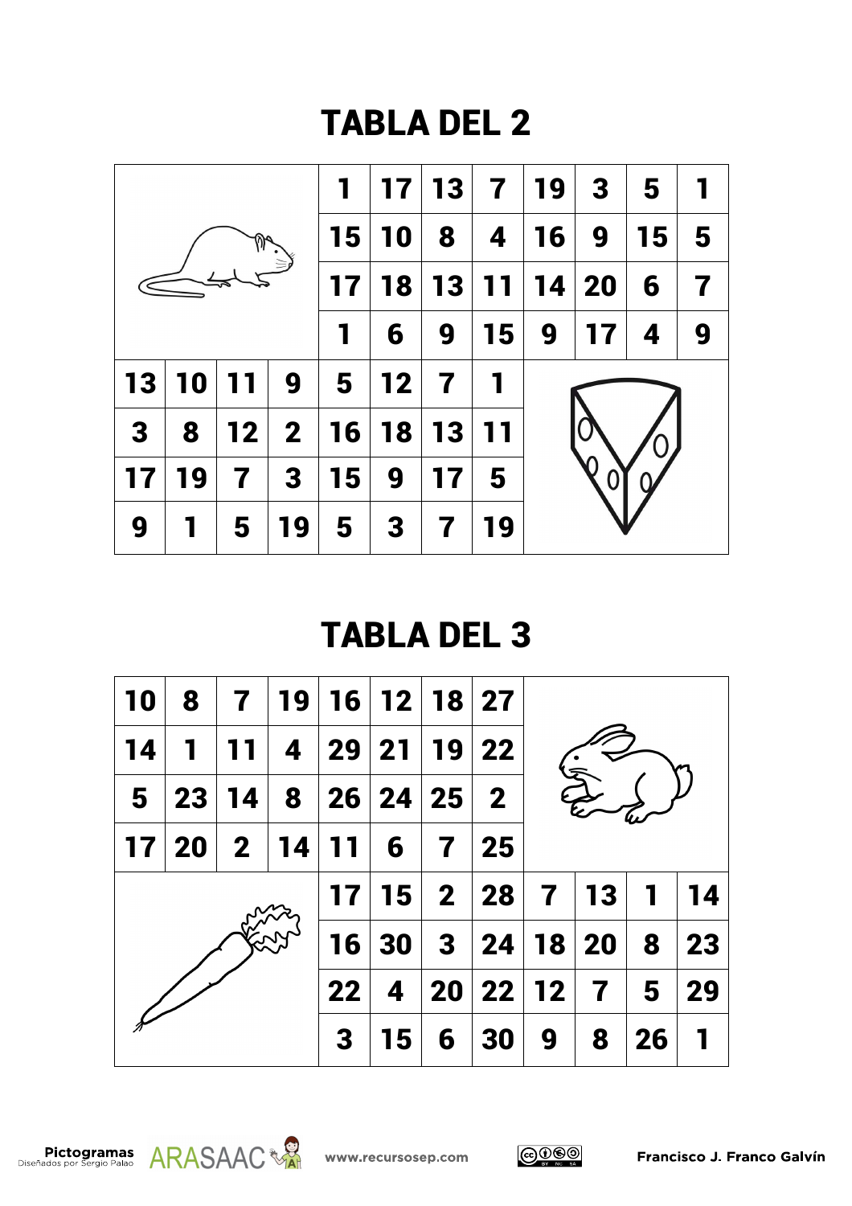# TABLA DEL 2

| | | | | | | | | | | | |
|---|---|---|---|---|---|---|---|---|---|---|---|
| | | | | 1 | 17 | 13 | 7 | 19 | 3 | 5 | 1 |
| | | | | 15 | 10 | 8 | 4 | 16 | 9 | 15 | 5 |
| | | | | 17 | 18 | 13 | 11 | 14 | 20 | 6 | 7 |
| | | | | 1 | 6 | 9 | 15 | 9 | 17 | 4 | 9 |
| 13 | 10 | 11 | 9 | 5 | 12 | 7 | 1 | | | | |
| 3 | 8 | 12 | 2 | 16 | 18 | 13 | 11 | | | | |
| 17 | 19 | 7 | 3 | 15 | 9 | 17 | 5 | | | | |
| 9 | 1 | 5 | 19 | 5 | 3 | 7 | 19 | | | | |

# TABLA DEL 3

| | | | | | | | | | | | |
|---|---|---|---|---|---|---|---|---|---|---|---|
| 10 | 8 | 7 | 19 | 16 | 12 | 18 | 27 | | | | |
| 14 | 1 | 11 | 4 | 29 | 21 | 19 | 22 | | | | |
| 5 | 23 | 14 | 8 | 26 | 24 | 25 | 2 | | | | |
| 17 | 20 | 2 | 14 | 11 | 6 | 7 | 25 | | | | |
| | | | | 17 | 15 | 2 | 28 | 7 | 13 | 1 | 14 |
| | | | | 16 | 30 | 3 | 24 | 18 | 20 | 8 | 23 |
| | | | | 22 | 4 | 20 | 22 | 12 | 7 | 5 | 29 |
| | | | | 3 | 15 | 6 | 30 | 9 | 8 | 26 | 1 |

Pictogramas Diseñados por Sergio Palao ARASAAC www.recursosep.com Francisco J. Franco Galvín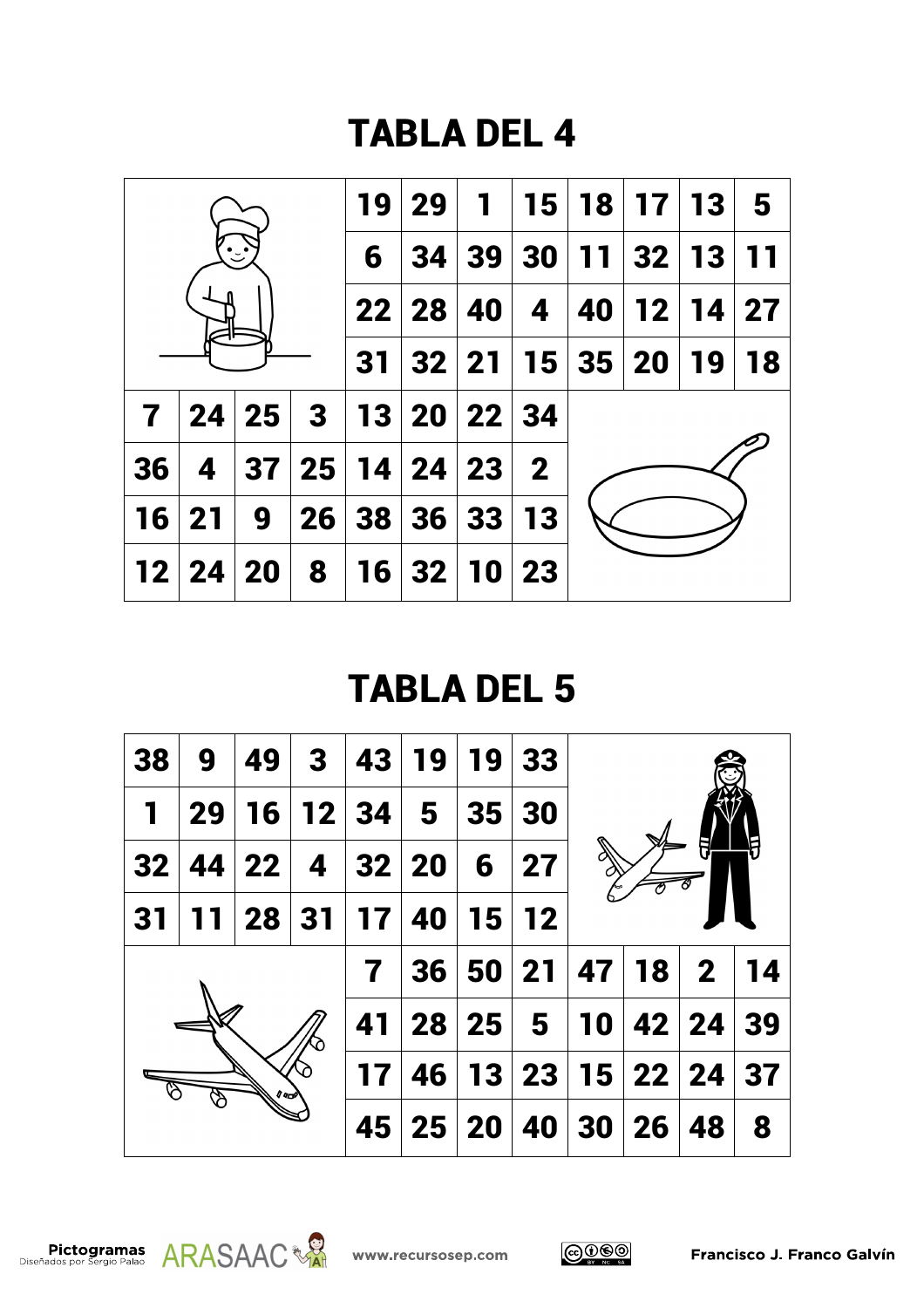# TABLA DEL 4

|  |  |  |  |  |  |  |  |  |  |  |  |
|---|---|---|---|---|---|---|---|---|---|---|---|
|  |  |  |  | 19 | 29 | 1 | 15 | 18 | 17 | 13 | 5 |
|  |  |  |  | 6 | 34 | 39 | 30 | 11 | 32 | 13 | 11 |
|  |  |  |  | 22 | 28 | 40 | 4 | 40 | 12 | 14 | 27 |
|  |  |  |  | 31 | 32 | 21 | 15 | 35 | 20 | 19 | 18 |
| 7 | 24 | 25 | 3 | 13 | 20 | 22 | 34 |  |  |  |  |
| 36 | 4 | 37 | 25 | 14 | 24 | 23 | 2 |  |  |  |  |
| 16 | 21 | 9 | 26 | 38 | 36 | 33 | 13 |  |  |  |  |
| 12 | 24 | 20 | 8 | 16 | 32 | 10 | 23 |  |  |  |  |

# TABLA DEL 5

|  |  |  |  |  |  |  |  |  |  |  |  |
|---|---|---|---|---|---|---|---|---|---|---|---|
| 38 | 9 | 49 | 3 | 43 | 19 | 19 | 33 |  |  |  |  |
| 1 | 29 | 16 | 12 | 34 | 5 | 35 | 30 |  |  |  |  |
| 32 | 44 | 22 | 4 | 32 | 20 | 6 | 27 |  |  |  |  |
| 31 | 11 | 28 | 31 | 17 | 40 | 15 | 12 |  |  |  |  |
|  |  |  |  | 7 | 36 | 50 | 21 | 47 | 18 | 2 | 14 |
|  |  |  |  | 41 | 28 | 25 | 5 | 10 | 42 | 24 | 39 |
|  |  |  |  | 17 | 46 | 13 | 23 | 15 | 22 | 24 | 37 |
|  |  |  |  | 45 | 25 | 20 | 40 | 30 | 26 | 48 | 8 |

Pictogramas Diseñados por Sergio Palao ARASAAC www.recursosep.com Francisco J. Franco Galvín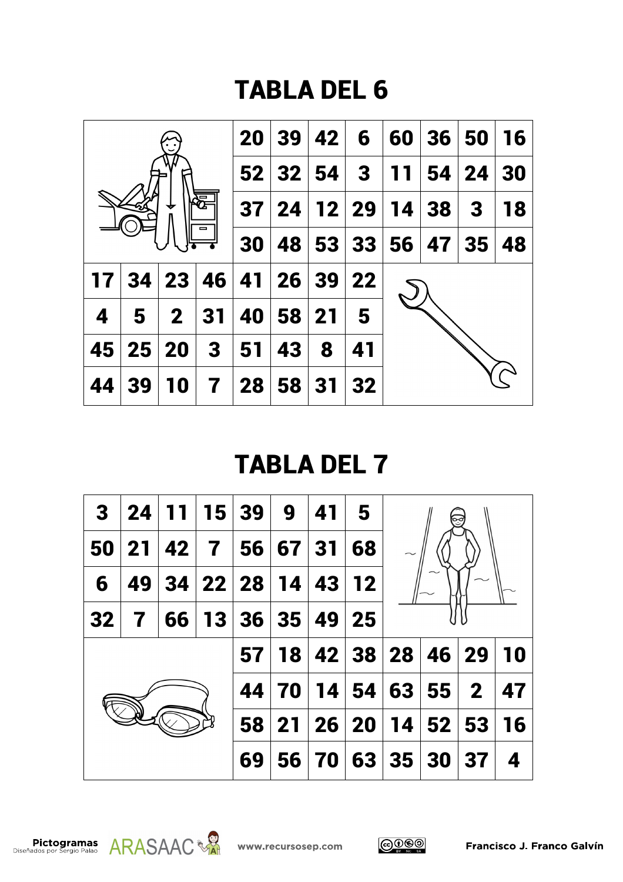# TABLA DEL 6

| | | | | | | | | | | | |
|---|---|---|---|---|---|---|---|---|---|---|---|
| | | | | 20 | 39 | 42 | 6 | 60 | 36 | 50 | 16 |
| | | | | 52 | 32 | 54 | 3 | 11 | 54 | 24 | 30 |
| | | | | 37 | 24 | 12 | 29 | 14 | 38 | 3 | 18 |
| | | | | 30 | 48 | 53 | 33 | 56 | 47 | 35 | 48 |
| 17 | 34 | 23 | 46 | 41 | 26 | 39 | 22 | | | | |
| 4 | 5 | 2 | 31 | 40 | 58 | 21 | 5 | | | | |
| 45 | 25 | 20 | 3 | 51 | 43 | 8 | 41 | | | | |
| 44 | 39 | 10 | 7 | 28 | 58 | 31 | 32 | | | | |

# TABLA DEL 7

| | | | | | | | | | | | |
|---|---|---|---|---|---|---|---|---|---|---|---|
| 3 | 24 | 11 | 15 | 39 | 9 | 41 | 5 | | | | |
| 50 | 21 | 42 | 7 | 56 | 67 | 31 | 68 | | | | |
| 6 | 49 | 34 | 22 | 28 | 14 | 43 | 12 | | | | |
| 32 | 7 | 66 | 13 | 36 | 35 | 49 | 25 | | | | |
| | | | | 57 | 18 | 42 | 38 | 28 | 46 | 29 | 10 |
| | | | | 44 | 70 | 14 | 54 | 63 | 55 | 2 | 47 |
| | | | | 58 | 21 | 26 | 20 | 14 | 52 | 53 | 16 |
| | | | | 69 | 56 | 70 | 63 | 35 | 30 | 37 | 4 |

Pictogramas Diseñados por Sergio Palao ARASAAC www.recursosep.com Francisco J. Franco Galvín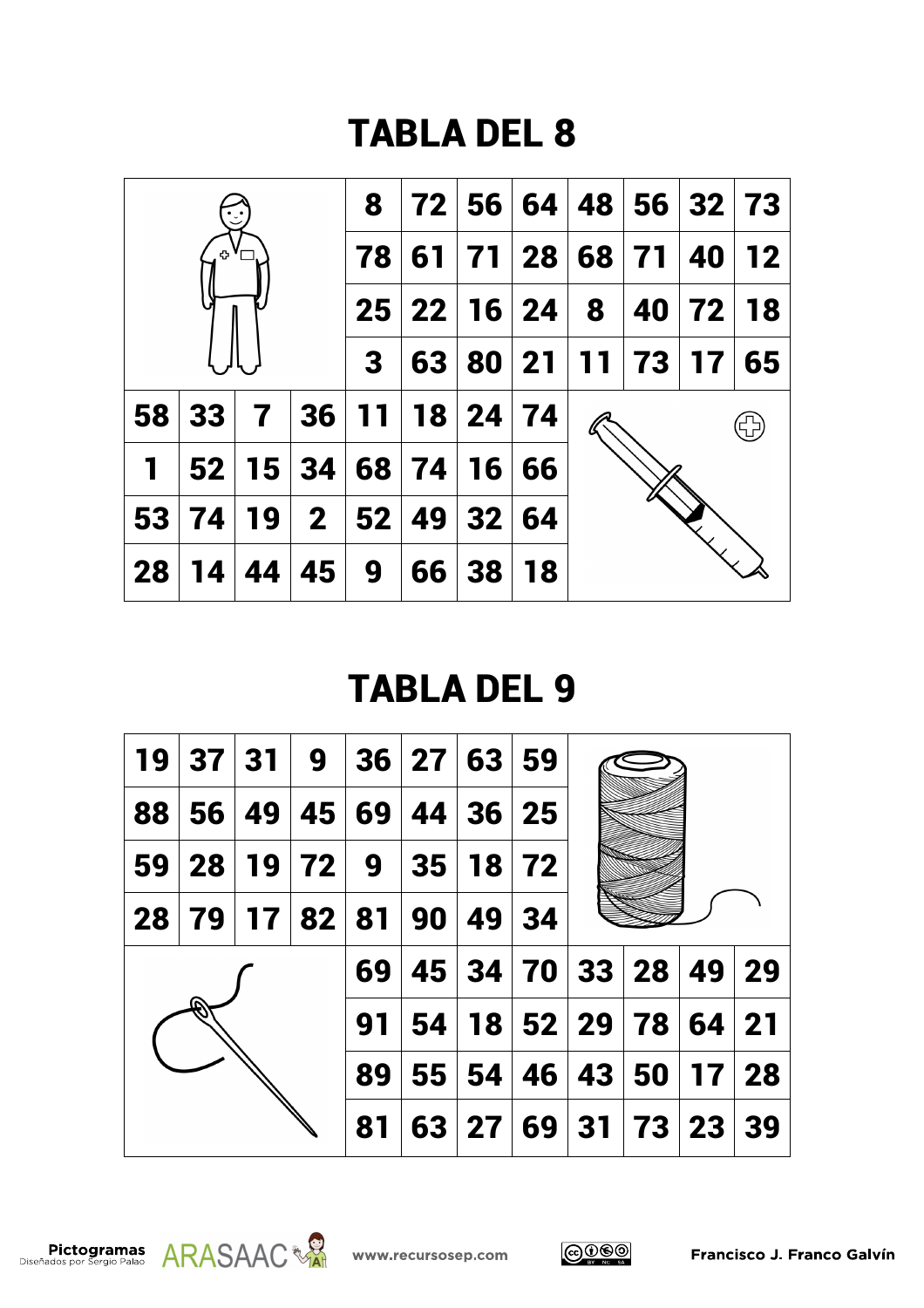# TABLA DEL 8

| | | | | | | | | | | | |
|---|---|---|---|---|---|---|---|---|---|---|---|
| | | | | 8 | 72 | 56 | 64 | 48 | 56 | 32 | 73 |
| | | | | 78 | 61 | 71 | 28 | 68 | 71 | 40 | 12 |
| | | | | 25 | 22 | 16 | 24 | 8 | 40 | 72 | 18 |
| | | | | 3 | 63 | 80 | 21 | 11 | 73 | 17 | 65 |
| 58 | 33 | 7 | 36 | 11 | 18 | 24 | 74 | | | | |
| 1 | 52 | 15 | 34 | 68 | 74 | 16 | 66 | | | | |
| 53 | 74 | 19 | 2 | 52 | 49 | 32 | 64 | | | | |
| 28 | 14 | 44 | 45 | 9 | 66 | 38 | 18 | | | | |

# TABLA DEL 9

| | | | | | | | | | | | |
|---|---|---|---|---|---|---|---|---|---|---|---|
| 19 | 37 | 31 | 9 | 36 | 27 | 63 | 59 | | | | |
| 88 | 56 | 49 | 45 | 69 | 44 | 36 | 25 | | | | |
| 59 | 28 | 19 | 72 | 9 | 35 | 18 | 72 | | | | |
| 28 | 79 | 17 | 82 | 81 | 90 | 49 | 34 | | | | |
| | | | | 69 | 45 | 34 | 70 | 33 | 28 | 49 | 29 |
| | | | | 91 | 54 | 18 | 52 | 29 | 78 | 64 | 21 |
| | | | | 89 | 55 | 54 | 46 | 43 | 50 | 17 | 28 |
| | | | | 81 | 63 | 27 | 69 | 31 | 73 | 23 | 39 |

Pictogramas Diseñados por Sergio Palao ARASAAC www.recursosep.com Francisco J. Franco Galvín